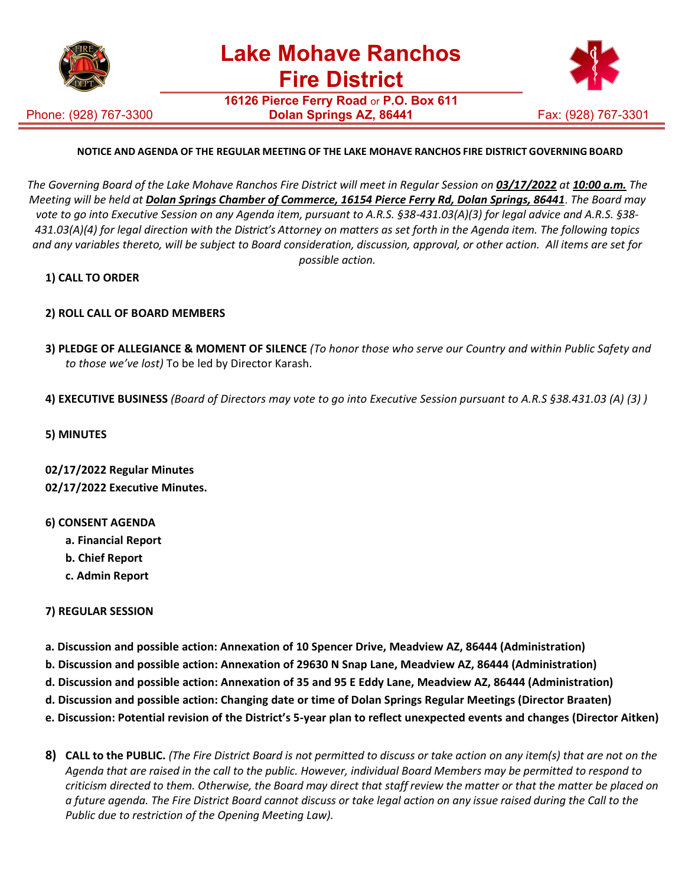# Lake Mohave Ranchos Fire District

**16126 Pierce Ferry Road** or **P.O. Box 611**
**Dolan Springs AZ, 86441**

Phone: (928) 767-3300

Fax: (928) 767-3301

**NOTICE AND AGENDA OF THE REGULAR MEETING OF THE LAKE MOHAVE RANCHOS FIRE DISTRICT GOVERNING BOARD**

*The Governing Board of the Lake Mohave Ranchos Fire District will meet in Regular Session on* ***03/17/2022*** *at* ***10:00 a.m.*** *The Meeting will be held at* ***Dolan Springs Chamber of Commerce, 16154 Pierce Ferry Rd, Dolan Springs, 86441****. The Board may vote to go into Executive Session on any Agenda item, pursuant to A.R.S. §38-431.03(A)(3) for legal advice and A.R.S. §38-431.03(A)(4) for legal direction with the District's Attorney on matters as set forth in the Agenda item. The following topics and any variables thereto, will be subject to Board consideration, discussion, approval, or other action. All items are set for possible action.*

**1) CALL TO ORDER**

**2) ROLL CALL OF BOARD MEMBERS**

**3) PLEDGE OF ALLEGIANCE & MOMENT OF SILENCE** *(To honor those who serve our Country and within Public Safety and to those we've lost)* To be led by Director Karash.

**4) EXECUTIVE BUSINESS** *(Board of Directors may vote to go into Executive Session pursuant to A.R.S §38.431.03 (A) (3) )*

**5) MINUTES**

**02/17/2022 Regular Minutes**
**02/17/2022 Executive Minutes.**

**6) CONSENT AGENDA**

- **a. Financial Report**
- **b. Chief Report**
- **c. Admin Report**

**7) REGULAR SESSION**

**a. Discussion and possible action: Annexation of 10 Spencer Drive, Meadview AZ, 86444 (Administration)**
**b. Discussion and possible action: Annexation of 29630 N Snap Lane, Meadview AZ, 86444 (Administration)**
**d. Discussion and possible action: Annexation of 35 and 95 E Eddy Lane, Meadview AZ, 86444 (Administration)**
**d. Discussion and possible action: Changing date or time of Dolan Springs Regular Meetings (Director Braaten)**
**e. Discussion: Potential revision of the District's 5-year plan to reflect unexpected events and changes (Director Aitken)**

**8) CALL to the PUBLIC.** *(The Fire District Board is not permitted to discuss or take action on any item(s) that are not on the Agenda that are raised in the call to the public. However, individual Board Members may be permitted to respond to criticism directed to them. Otherwise, the Board may direct that staff review the matter or that the matter be placed on a future agenda. The Fire District Board cannot discuss or take legal action on any issue raised during the Call to the Public due to restriction of the Opening Meeting Law).*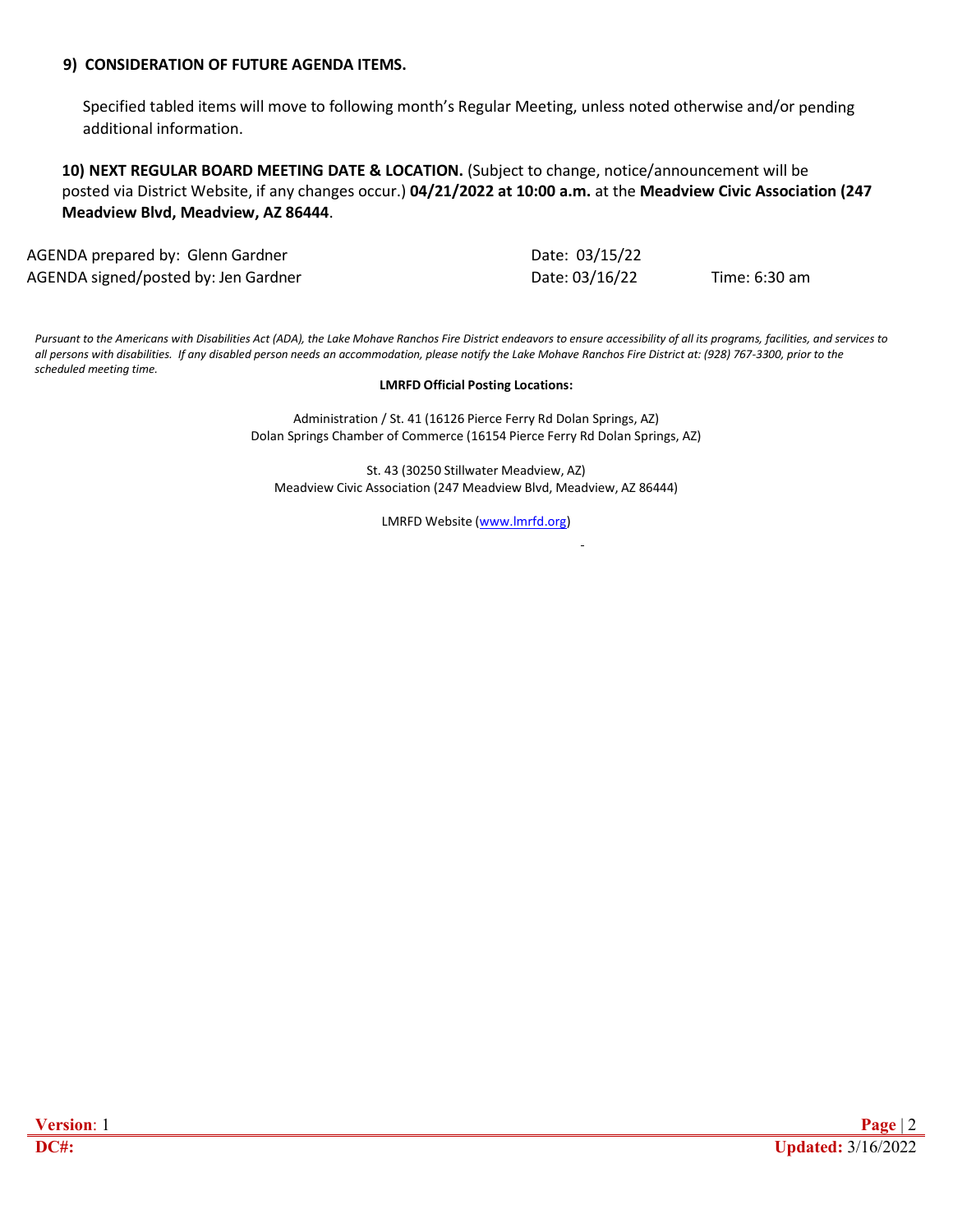**9) CONSIDERATION OF FUTURE AGENDA ITEMS.**

Specified tabled items will move to following month's Regular Meeting, unless noted otherwise and/or pending additional information.

**10) NEXT REGULAR BOARD MEETING DATE & LOCATION.** (Subject to change, notice/announcement will be posted via District Website, if any changes occur.) **04/21/2022 at 10:00 a.m.** at the **Meadview Civic Association (247 Meadview Blvd, Meadview, AZ 86444**.

| | | |
|---|---|---|
| AGENDA prepared by: Glenn Gardner | Date: 03/15/22 | |
| AGENDA signed/posted by: Jen Gardner | Date: 03/16/22 | Time: 6:30 am |

*Pursuant to the Americans with Disabilities Act (ADA), the Lake Mohave Ranchos Fire District endeavors to ensure accessibility of all its programs, facilities, and services to all persons with disabilities. If any disabled person needs an accommodation, please notify the Lake Mohave Ranchos Fire District at: (928) 767-3300, prior to the scheduled meeting time.*

**LMRFD Official Posting Locations:**

Administration / St. 41 (16126 Pierce Ferry Rd Dolan Springs, AZ)
Dolan Springs Chamber of Commerce (16154 Pierce Ferry Rd Dolan Springs, AZ)

St. 43 (30250 Stillwater Meadview, AZ)
Meadview Civic Association (247 Meadview Blvd, Meadview, AZ 86444)

LMRFD Website (www.lmrfd.org)